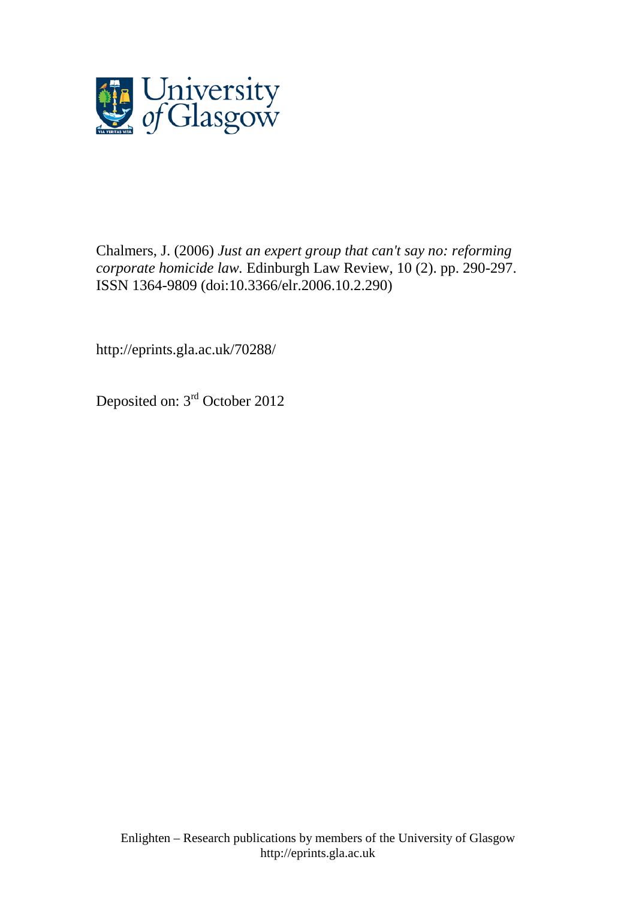Chalmers, J. (2006) *Just an expert group that can't say no: reforming corporate homicide law.* Edinburgh Law Review, 10 (2). pp. 290-297. ISSN 1364-9809 (doi:10.3366/elr.2006.10.2.290)

http://eprints.gla.ac.uk/70288/

Deposited on: 3rd October 2012

Enlighten – Research publications by members of the University of Glasgow
http://eprints.gla.ac.uk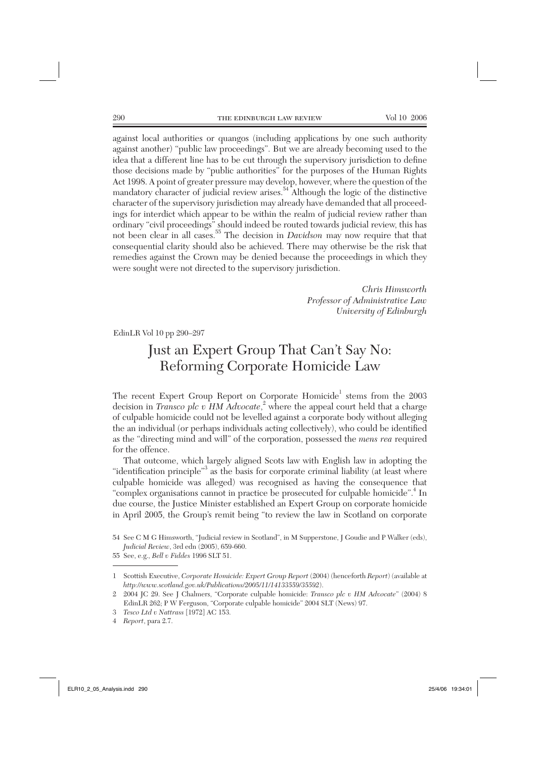against local authorities or quangos (including applications by one such authority against another) "public law proceedings". But we are already becoming used to the idea that a different line has to be cut through the supervisory jurisdiction to define those decisions made by "public authorities" for the purposes of the Human Rights Act 1998. A point of greater pressure may develop, however, where the question of the mandatory character of judicial review arises.[54] Although the logic of the distinctive character of the supervisory jurisdiction may already have demanded that all proceedings for interdict which appear to be within the realm of judicial review rather than ordinary "civil proceedings" should indeed be routed towards judicial review, this has not been clear in all cases.[55] The decision in *Davidson* may now require that that consequential clarity should also be achieved. There may otherwise be the risk that remedies against the Crown may be denied because the proceedings in which they were sought were not directed to the supervisory jurisdiction.

*Chris Himsworth*
*Professor of Administrative Law*
*University of Edinburgh*

EdinLR Vol 10 pp 290–297

# Just an Expert Group That Can't Say No: Reforming Corporate Homicide Law

The recent Expert Group Report on Corporate Homicide[1] stems from the 2003 decision in *Transco plc v HM Advocate*,[2] where the appeal court held that a charge of culpable homicide could not be levelled against a corporate body without alleging the an individual (or perhaps individuals acting collectively), who could be identified as the "directing mind and will" of the corporation, possessed the *mens rea* required for the offence.

That outcome, which largely aligned Scots law with English law in adopting the "identification principle"[3] as the basis for corporate criminal liability (at least where culpable homicide was alleged) was recognised as having the consequence that "complex organisations cannot in practice be prosecuted for culpable homicide".[4] In due course, the Justice Minister established an Expert Group on corporate homicide in April 2005, the Group's remit being "to review the law in Scotland on corporate

54 See C M G Himsworth, "Judicial review in Scotland", in M Supperstone, J Goudie and P Walker (eds), *Judicial Review*, 3rd edn (2005), 659-660.

55 See, e.g., *Bell v Fiddes* 1996 SLT 51.

1 Scottish Executive, *Corporate Homicide: Expert Group Report* (2004) (henceforth *Report*) (available at *http://www.scotland.gov.uk/Publications/2005/11/14133559/35592*).

2 2004 JC 29. See J Chalmers, "Corporate culpable homicide: *Transco plc v HM Advocate*" (2004) 8 EdinLR 262; P W Ferguson, "Corporate culpable homicide" 2004 SLT (News) 97.

3 *Tesco Ltd v Nattrass* [1972] AC 153.

4 *Report*, para 2.7.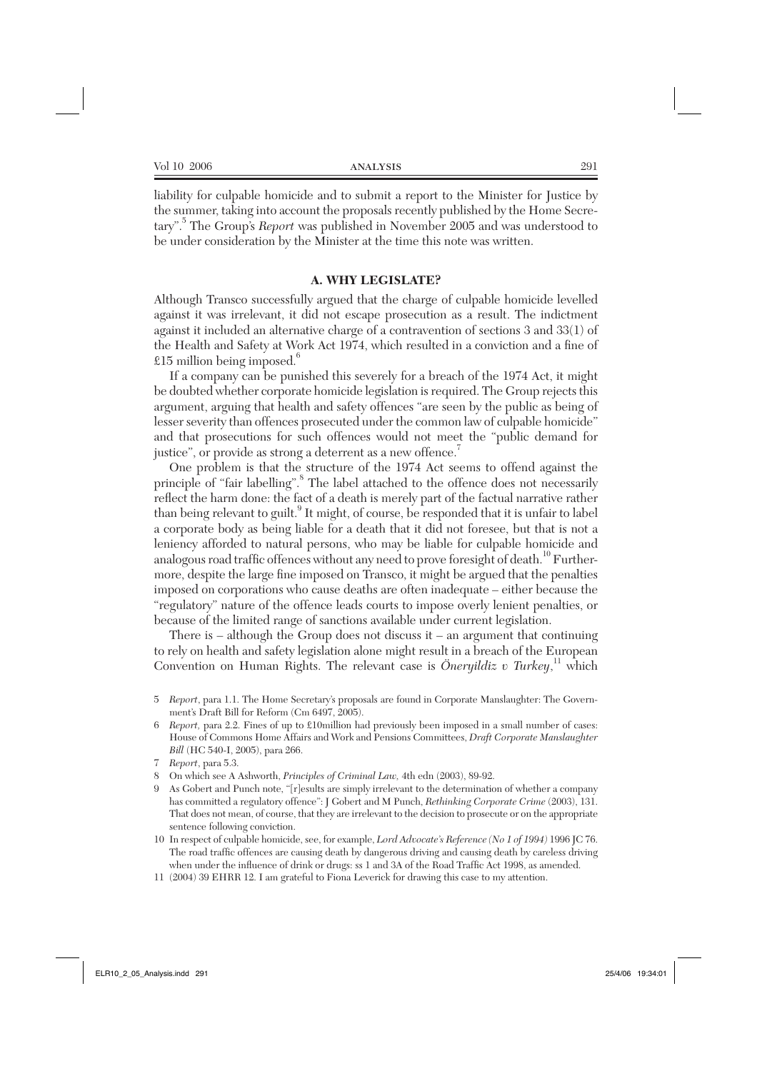liability for culpable homicide and to submit a report to the Minister for Justice by the summer, taking into account the proposals recently published by the Home Secretary".[5] The Group's *Report* was published in November 2005 and was understood to be under consideration by the Minister at the time this note was written.

## A. WHY LEGISLATE?

Although Transco successfully argued that the charge of culpable homicide levelled against it was irrelevant, it did not escape prosecution as a result. The indictment against it included an alternative charge of a contravention of sections 3 and 33(1) of the Health and Safety at Work Act 1974, which resulted in a conviction and a fine of £15 million being imposed.[6]

If a company can be punished this severely for a breach of the 1974 Act, it might be doubted whether corporate homicide legislation is required. The Group rejects this argument, arguing that health and safety offences "are seen by the public as being of lesser severity than offences prosecuted under the common law of culpable homicide" and that prosecutions for such offences would not meet the "public demand for justice", or provide as strong a deterrent as a new offence.[7]

One problem is that the structure of the 1974 Act seems to offend against the principle of "fair labelling".[8] The label attached to the offence does not necessarily reflect the harm done: the fact of a death is merely part of the factual narrative rather than being relevant to guilt.[9] It might, of course, be responded that it is unfair to label a corporate body as being liable for a death that it did not foresee, but that is not a leniency afforded to natural persons, who may be liable for culpable homicide and analogous road traffic offences without any need to prove foresight of death.[10] Furthermore, despite the large fine imposed on Transco, it might be argued that the penalties imposed on corporations who cause deaths are often inadequate – either because the "regulatory" nature of the offence leads courts to impose overly lenient penalties, or because of the limited range of sanctions available under current legislation.

There is – although the Group does not discuss it – an argument that continuing to rely on health and safety legislation alone might result in a breach of the European Convention on Human Rights. The relevant case is *Öneryildiz v Turkey*,[11] which

---

5 *Report*, para 1.1. The Home Secretary's proposals are found in Corporate Manslaughter: The Government's Draft Bill for Reform (Cm 6497, 2005).

6 *Report*, para 2.2. Fines of up to £10million had previously been imposed in a small number of cases: House of Commons Home Affairs and Work and Pensions Committees, *Draft Corporate Manslaughter Bill* (HC 540-I, 2005), para 266.

7 *Report*, para 5.3.

8 On which see A Ashworth, *Principles of Criminal Law*, 4th edn (2003), 89-92.

9 As Gobert and Punch note, "[r]esults are simply irrelevant to the determination of whether a company has committed a regulatory offence": J Gobert and M Punch, *Rethinking Corporate Crime* (2003), 131. That does not mean, of course, that they are irrelevant to the decision to prosecute or on the appropriate sentence following conviction.

10 In respect of culpable homicide, see, for example, *Lord Advocate's Reference (No 1 of 1994)* 1996 JC 76. The road traffic offences are causing death by dangerous driving and causing death by careless driving when under the influence of drink or drugs: ss 1 and 3A of the Road Traffic Act 1998, as amended.

11 (2004) 39 EHRR 12. I am grateful to Fiona Leverick for drawing this case to my attention.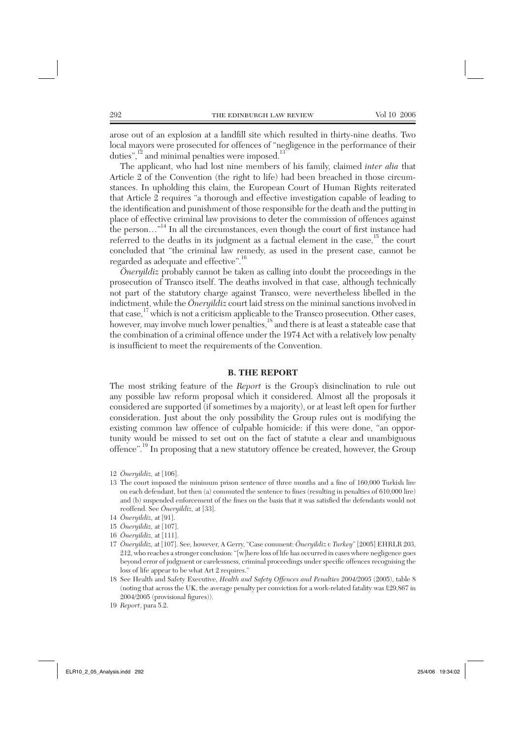arose out of an explosion at a landfill site which resulted in thirty-nine deaths. Two local mayors were prosecuted for offences of "negligence in the performance of their duties",[12] and minimal penalties were imposed.[13]

The applicant, who had lost nine members of his family, claimed *inter alia* that Article 2 of the Convention (the right to life) had been breached in those circumstances. In upholding this claim, the European Court of Human Rights reiterated that Article 2 requires "a thorough and effective investigation capable of leading to the identification and punishment of those responsible for the death and the putting in place of effective criminal law provisions to deter the commission of offences against the person…"[14] In all the circumstances, even though the court of first instance had referred to the deaths in its judgment as a factual element in the case,[15] the court concluded that "the criminal law remedy, as used in the present case, cannot be regarded as adequate and effective".[16]

*Öneryildiz* probably cannot be taken as calling into doubt the proceedings in the prosecution of Transco itself. The deaths involved in that case, although technically not part of the statutory charge against Transco, were nevertheless libelled in the indictment, while the *Öneryildiz* court laid stress on the minimal sanctions involved in that case,[17] which is not a criticism applicable to the Transco prosecution. Other cases, however, may involve much lower penalties,[18] and there is at least a stateable case that the combination of a criminal offence under the 1974 Act with a relatively low penalty is insufficient to meet the requirements of the Convention.

## B. THE REPORT

The most striking feature of the *Report* is the Group's disinclination to rule out any possible law reform proposal which it considered. Almost all the proposals it considered are supported (if sometimes by a majority), or at least left open for further consideration. Just about the only possibility the Group rules out is modifying the existing common law offence of culpable homicide: if this were done, "an opportunity would be missed to set out on the fact of statute a clear and unambiguous offence".[19] In proposing that a new statutory offence be created, however, the Group

---

12 *Öneryildiz*, at [106].

13 The court imposed the minimum prison sentence of three months and a fine of 160,000 Turkish lire on each defendant, but then (a) commuted the sentence to fines (resulting in penalties of 610,000 lire) and (b) suspended enforcement of the fines on the basis that it was satisfied the defendants would not reoffend. See *Öneryildiz*, at [33].

14 *Öneryildiz*, at [91].

15 *Öneryildiz*, at [107].

16 *Öneryildiz*, at [111].

17 *Öneryildiz*, at [107]. See, however, A Gerry, "Case comment: *Öneryildiz v Turkey*" [2005] EHRLR 203, 212, who reaches a stronger conclusion: "[w]here loss of life has occurred in cases where negligence goes beyond error of judgment or carelessness, criminal proceedings under specific offences recognising the loss of life appear to be what Art 2 requires."

18 See Health and Safety Executive, *Health and Safety Offences and Penalties 2004/2005* (2005), table 8 (noting that across the UK, the average penalty per conviction for a work-related fatality was £29,867 in 2004/2005 (provisional figures)).

19 *Report*, para 5.2.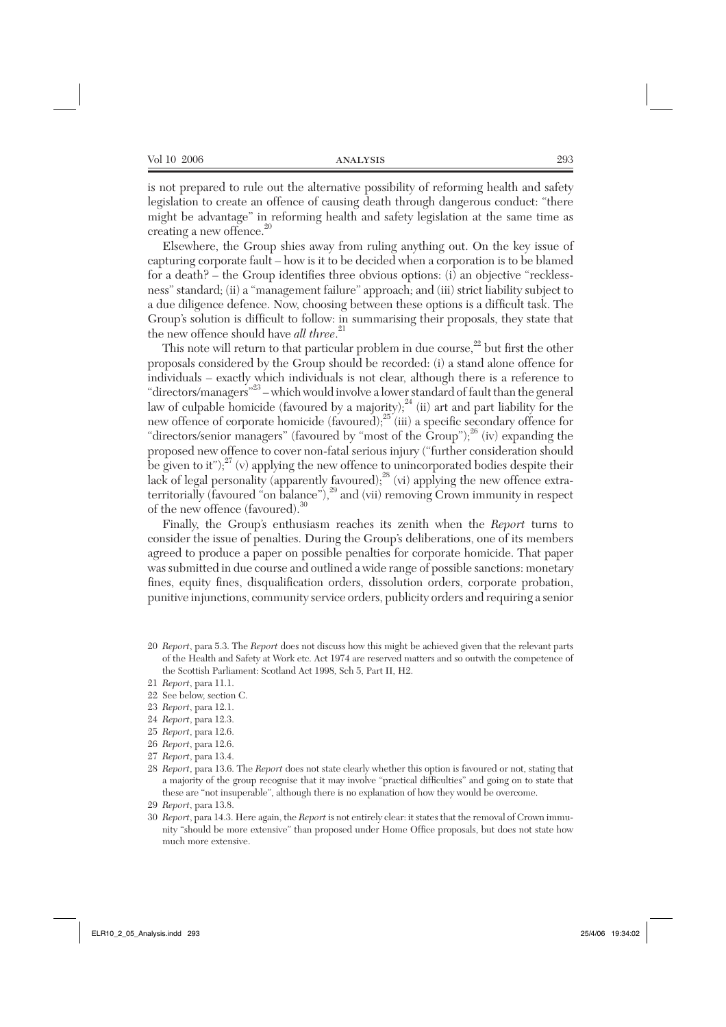is not prepared to rule out the alternative possibility of reforming health and safety legislation to create an offence of causing death through dangerous conduct: "there might be advantage" in reforming health and safety legislation at the same time as creating a new offence.[20]

Elsewhere, the Group shies away from ruling anything out. On the key issue of capturing corporate fault – how is it to be decided when a corporation is to be blamed for a death? – the Group identifies three obvious options: (i) an objective "recklessness" standard; (ii) a "management failure" approach; and (iii) strict liability subject to a due diligence defence. Now, choosing between these options is a difficult task. The Group's solution is difficult to follow: in summarising their proposals, they state that the new offence should have *all three*.[21]

This note will return to that particular problem in due course,[22] but first the other proposals considered by the Group should be recorded: (i) a stand alone offence for individuals – exactly which individuals is not clear, although there is a reference to "directors/managers"[23] – which would involve a lower standard of fault than the general law of culpable homicide (favoured by a majority);[24] (ii) art and part liability for the new offence of corporate homicide (favoured);[25] (iii) a specific secondary offence for "directors/senior managers" (favoured by "most of the Group");[26] (iv) expanding the proposed new offence to cover non-fatal serious injury ("further consideration should be given to it");[27] (v) applying the new offence to unincorporated bodies despite their lack of legal personality (apparently favoured);[28] (vi) applying the new offence extraterritorially (favoured "on balance"),[29] and (vii) removing Crown immunity in respect of the new offence (favoured).[30]

Finally, the Group's enthusiasm reaches its zenith when the *Report* turns to consider the issue of penalties. During the Group's deliberations, one of its members agreed to produce a paper on possible penalties for corporate homicide. That paper was submitted in due course and outlined a wide range of possible sanctions: monetary fines, equity fines, disqualification orders, dissolution orders, corporate probation, punitive injunctions, community service orders, publicity orders and requiring a senior

20 *Report*, para 5.3. The *Report* does not discuss how this might be achieved given that the relevant parts of the Health and Safety at Work etc. Act 1974 are reserved matters and so outwith the competence of the Scottish Parliament: Scotland Act 1998, Sch 5, Part II, H2.

21 *Report*, para 11.1.

22 See below, section C.

23 *Report*, para 12.1.

24 *Report*, para 12.3.

25 *Report*, para 12.6.

26 *Report*, para 12.6.

27 *Report*, para 13.4.

28 *Report*, para 13.6. The *Report* does not state clearly whether this option is favoured or not, stating that a majority of the group recognise that it may involve "practical difficulties" and going on to state that these are "not insuperable", although there is no explanation of how they would be overcome.

29 *Report*, para 13.8.

30 *Report*, para 14.3. Here again, the *Report* is not entirely clear: it states that the removal of Crown immunity "should be more extensive" than proposed under Home Office proposals, but does not state how much more extensive.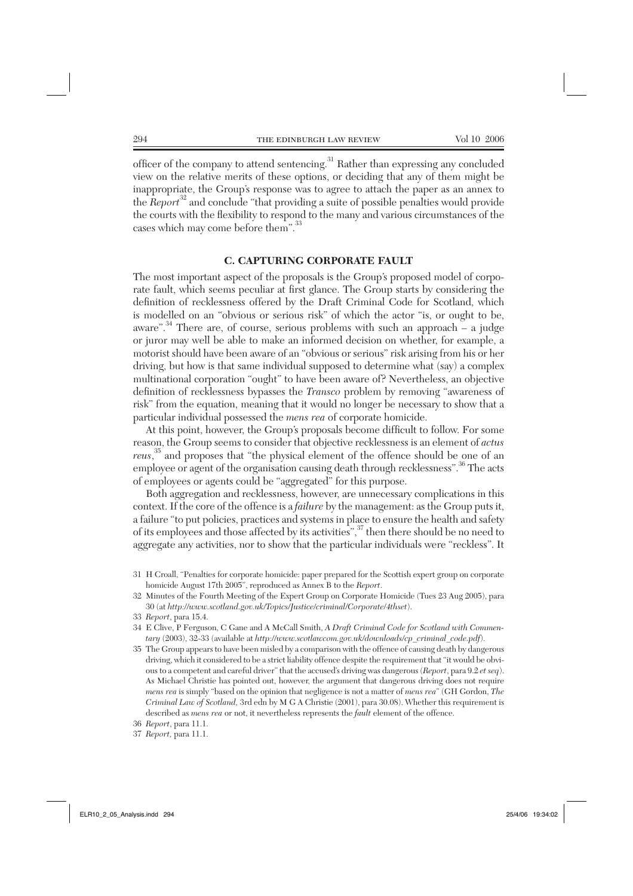officer of the company to attend sentencing.[31] Rather than expressing any concluded view on the relative merits of these options, or deciding that any of them might be inappropriate, the Group's response was to agree to attach the paper as an annex to the *Report*[32] and conclude "that providing a suite of possible penalties would provide the courts with the flexibility to respond to the many and various circumstances of the cases which may come before them".[33]

## C. CAPTURING CORPORATE FAULT

The most important aspect of the proposals is the Group's proposed model of corporate fault, which seems peculiar at first glance. The Group starts by considering the definition of recklessness offered by the Draft Criminal Code for Scotland, which is modelled on an "obvious or serious risk" of which the actor "is, or ought to be, aware".[34] There are, of course, serious problems with such an approach – a judge or juror may well be able to make an informed decision on whether, for example, a motorist should have been aware of an "obvious or serious" risk arising from his or her driving, but how is that same individual supposed to determine what (say) a complex multinational corporation "ought" to have been aware of? Nevertheless, an objective definition of recklessness bypasses the *Transco* problem by removing "awareness of risk" from the equation, meaning that it would no longer be necessary to show that a particular individual possessed the *mens rea* of corporate homicide.

At this point, however, the Group's proposals become difficult to follow. For some reason, the Group seems to consider that objective recklessness is an element of *actus reus*,[35] and proposes that "the physical element of the offence should be one of an employee or agent of the organisation causing death through recklessness".[36] The acts of employees or agents could be "aggregated" for this purpose.

Both aggregation and recklessness, however, are unnecessary complications in this context. If the core of the offence is a *failure* by the management: as the Group puts it, a failure "to put policies, practices and systems in place to ensure the health and safety of its employees and those affected by its activities",[37] then there should be no need to aggregate any activities, nor to show that the particular individuals were "reckless". It

---

31 H Croall, "Penalties for corporate homicide: paper prepared for the Scottish expert group on corporate homicide August 17th 2005", reproduced as Annex B to the *Report*.

32 Minutes of the Fourth Meeting of the Expert Group on Corporate Homicide (Tues 23 Aug 2005), para 30 (at *http://www.scotland.gov.uk/Topics/Justice/criminal/Corporate/4thset*).

33 *Report*, para 15.4.

34 E Clive, P Ferguson, C Gane and A McCall Smith, *A Draft Criminal Code for Scotland with Commentary* (2003), 32-33 (available at *http://www.scotlawcom.gov.uk/downloads/cp_criminal_code.pdf*).

35 The Group appears to have been misled by a comparison with the offence of causing death by dangerous driving, which it considered to be a strict liability offence despite the requirement that "it would be obvious to a competent and careful driver" that the accused's driving was dangerous (*Report*, para 9.2 *et seq*). As Michael Christie has pointed out, however, the argument that dangerous driving does not require *mens rea* is simply "based on the opinion that negligence is not a matter of *mens rea*" (GH Gordon, *The Criminal Law of Scotland*, 3rd edn by M G A Christie (2001), para 30.08). Whether this requirement is described as *mens rea* or not, it nevertheless represents the *fault* element of the offence.

36 *Report*, para 11.1.

37 *Report*, para 11.1.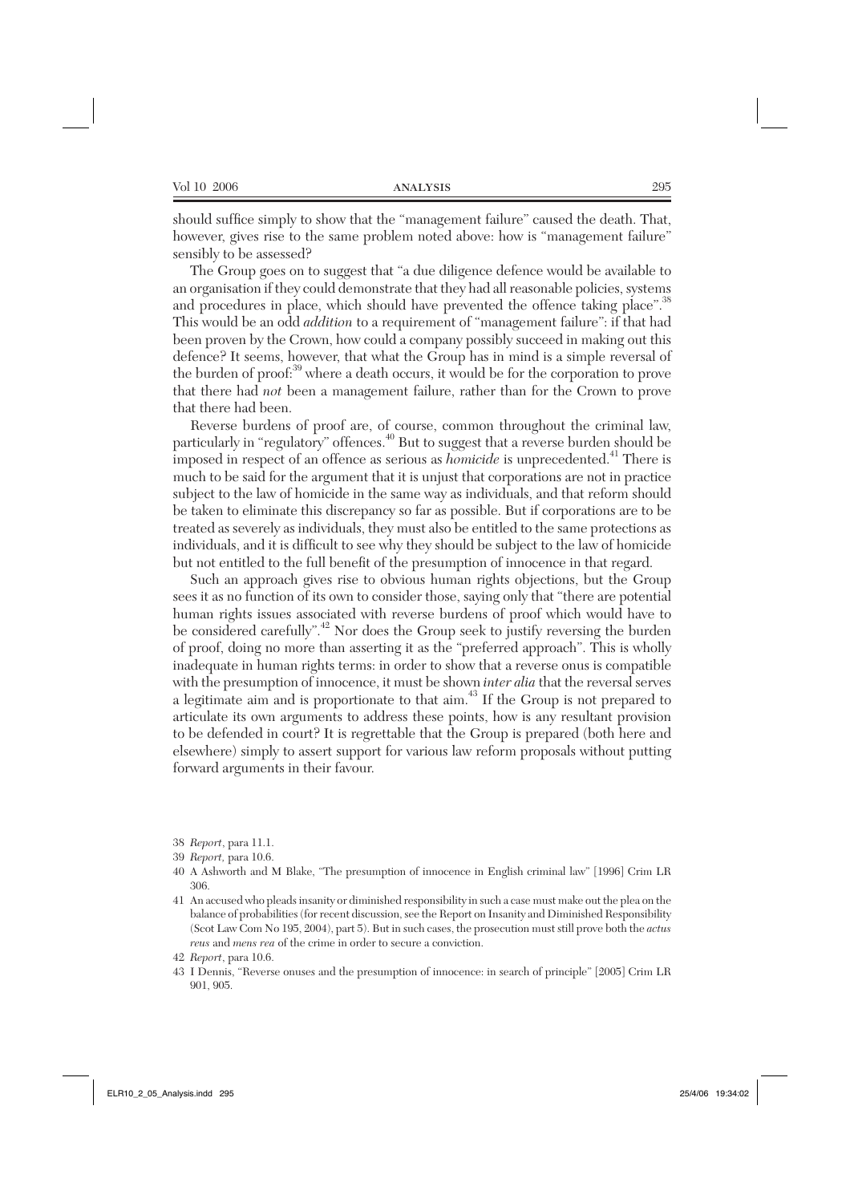should suffice simply to show that the "management failure" caused the death. That, however, gives rise to the same problem noted above: how is "management failure" sensibly to be assessed?

The Group goes on to suggest that "a due diligence defence would be available to an organisation if they could demonstrate that they had all reasonable policies, systems and procedures in place, which should have prevented the offence taking place".[38] This would be an odd *addition* to a requirement of "management failure": if that had been proven by the Crown, how could a company possibly succeed in making out this defence? It seems, however, that what the Group has in mind is a simple reversal of the burden of proof:[39] where a death occurs, it would be for the corporation to prove that there had *not* been a management failure, rather than for the Crown to prove that there had been.

Reverse burdens of proof are, of course, common throughout the criminal law, particularly in "regulatory" offences.[40] But to suggest that a reverse burden should be imposed in respect of an offence as serious as *homicide* is unprecedented.[41] There is much to be said for the argument that it is unjust that corporations are not in practice subject to the law of homicide in the same way as individuals, and that reform should be taken to eliminate this discrepancy so far as possible. But if corporations are to be treated as severely as individuals, they must also be entitled to the same protections as individuals, and it is difficult to see why they should be subject to the law of homicide but not entitled to the full benefit of the presumption of innocence in that regard.

Such an approach gives rise to obvious human rights objections, but the Group sees it as no function of its own to consider those, saying only that "there are potential human rights issues associated with reverse burdens of proof which would have to be considered carefully".[42] Nor does the Group seek to justify reversing the burden of proof, doing no more than asserting it as the "preferred approach". This is wholly inadequate in human rights terms: in order to show that a reverse onus is compatible with the presumption of innocence, it must be shown *inter alia* that the reversal serves a legitimate aim and is proportionate to that aim.[43] If the Group is not prepared to articulate its own arguments to address these points, how is any resultant provision to be defended in court? It is regrettable that the Group is prepared (both here and elsewhere) simply to assert support for various law reform proposals without putting forward arguments in their favour.

38 *Report*, para 11.1.

39 *Report*, para 10.6.

40 A Ashworth and M Blake, "The presumption of innocence in English criminal law" [1996] Crim LR 306.

41 An accused who pleads insanity or diminished responsibility in such a case must make out the plea on the balance of probabilities (for recent discussion, see the Report on Insanity and Diminished Responsibility (Scot Law Com No 195, 2004), part 5). But in such cases, the prosecution must still prove both the *actus reus* and *mens rea* of the crime in order to secure a conviction.

42 *Report*, para 10.6.

43 I Dennis, "Reverse onuses and the presumption of innocence: in search of principle" [2005] Crim LR 901, 905.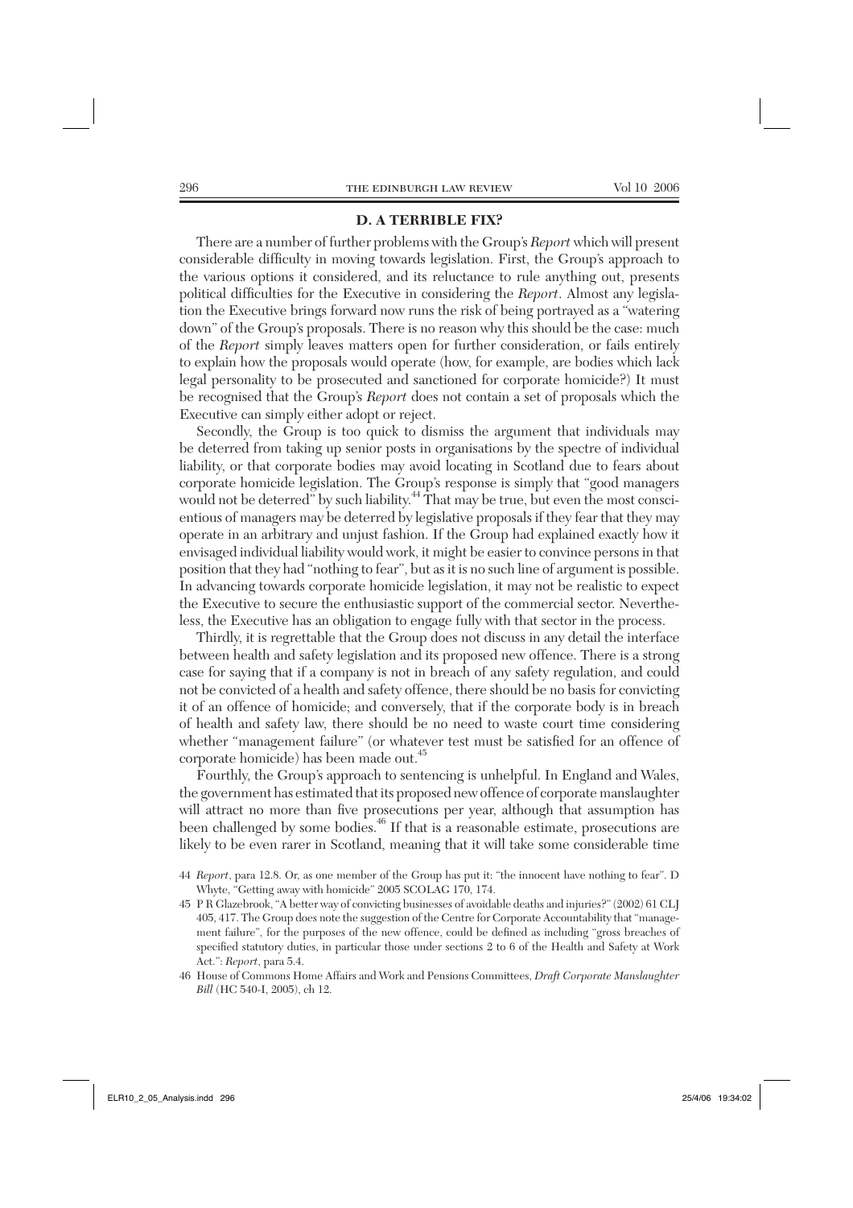## D. A TERRIBLE FIX?

There are a number of further problems with the Group's *Report* which will present considerable difficulty in moving towards legislation. First, the Group's approach to the various options it considered, and its reluctance to rule anything out, presents political difficulties for the Executive in considering the *Report*. Almost any legislation the Executive brings forward now runs the risk of being portrayed as a "watering down" of the Group's proposals. There is no reason why this should be the case: much of the *Report* simply leaves matters open for further consideration, or fails entirely to explain how the proposals would operate (how, for example, are bodies which lack legal personality to be prosecuted and sanctioned for corporate homicide?) It must be recognised that the Group's *Report* does not contain a set of proposals which the Executive can simply either adopt or reject.

Secondly, the Group is too quick to dismiss the argument that individuals may be deterred from taking up senior posts in organisations by the spectre of individual liability, or that corporate bodies may avoid locating in Scotland due to fears about corporate homicide legislation. The Group's response is simply that "good managers would not be deterred" by such liability.[44] That may be true, but even the most conscientious of managers may be deterred by legislative proposals if they fear that they may operate in an arbitrary and unjust fashion. If the Group had explained exactly how it envisaged individual liability would work, it might be easier to convince persons in that position that they had "nothing to fear", but as it is no such line of argument is possible. In advancing towards corporate homicide legislation, it may not be realistic to expect the Executive to secure the enthusiastic support of the commercial sector. Nevertheless, the Executive has an obligation to engage fully with that sector in the process.

Thirdly, it is regrettable that the Group does not discuss in any detail the interface between health and safety legislation and its proposed new offence. There is a strong case for saying that if a company is not in breach of any safety regulation, and could not be convicted of a health and safety offence, there should be no basis for convicting it of an offence of homicide; and conversely, that if the corporate body is in breach of health and safety law, there should be no need to waste court time considering whether "management failure" (or whatever test must be satisfied for an offence of corporate homicide) has been made out.[45]

Fourthly, the Group's approach to sentencing is unhelpful. In England and Wales, the government has estimated that its proposed new offence of corporate manslaughter will attract no more than five prosecutions per year, although that assumption has been challenged by some bodies.[46] If that is a reasonable estimate, prosecutions are likely to be even rarer in Scotland, meaning that it will take some considerable time

44 *Report*, para 12.8. Or, as one member of the Group has put it: "the innocent have nothing to fear". D Whyte, "Getting away with homicide" 2005 SCOLAG 170, 174.

45 P R Glazebrook, "A better way of convicting businesses of avoidable deaths and injuries?" (2002) 61 CLJ 405, 417. The Group does note the suggestion of the Centre for Corporate Accountability that "management failure", for the purposes of the new offence, could be defined as including "gross breaches of specified statutory duties, in particular those under sections 2 to 6 of the Health and Safety at Work Act.": *Report*, para 5.4.

46 House of Commons Home Affairs and Work and Pensions Committees, *Draft Corporate Manslaughter Bill* (HC 540-I, 2005), ch 12.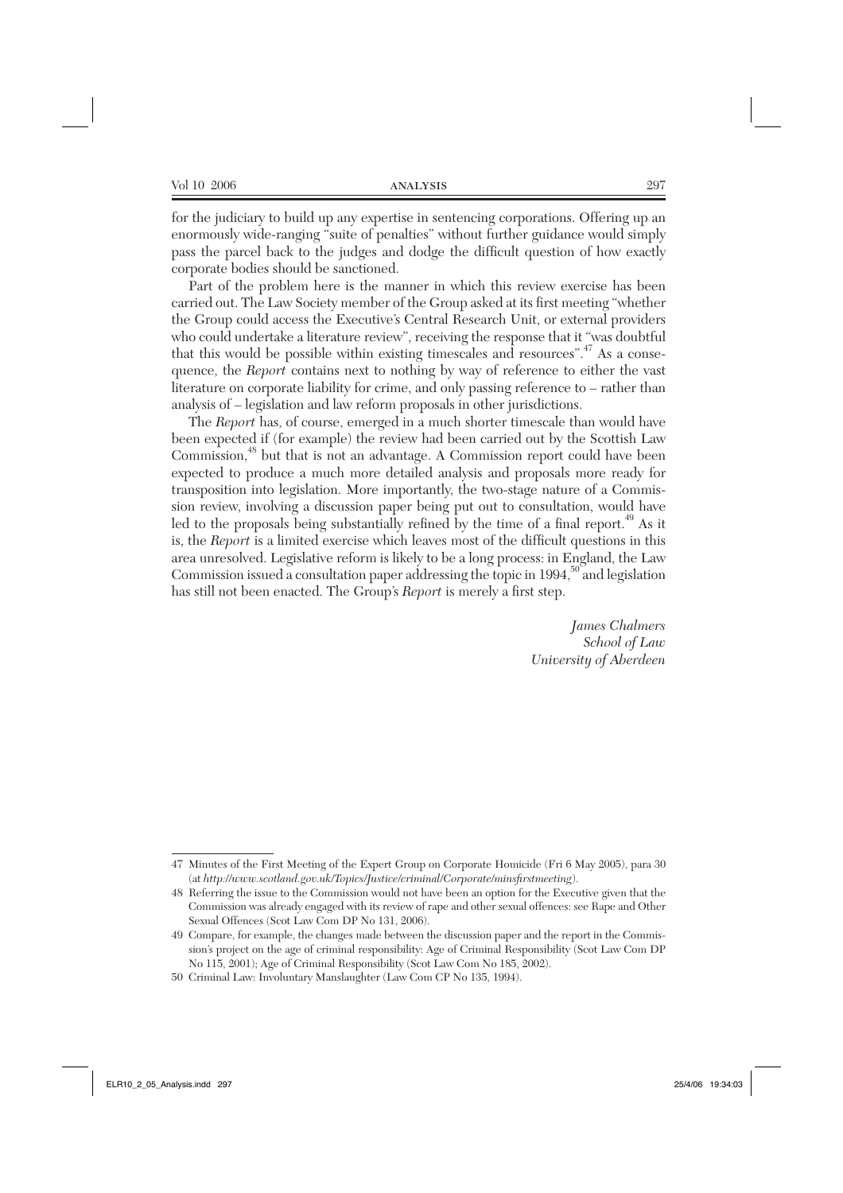for the judiciary to build up any expertise in sentencing corporations. Offering up an enormously wide-ranging "suite of penalties" without further guidance would simply pass the parcel back to the judges and dodge the difficult question of how exactly corporate bodies should be sanctioned.

Part of the problem here is the manner in which this review exercise has been carried out. The Law Society member of the Group asked at its first meeting "whether the Group could access the Executive's Central Research Unit, or external providers who could undertake a literature review", receiving the response that it "was doubtful that this would be possible within existing timescales and resources".[47] As a consequence, the *Report* contains next to nothing by way of reference to either the vast literature on corporate liability for crime, and only passing reference to – rather than analysis of – legislation and law reform proposals in other jurisdictions.

The *Report* has, of course, emerged in a much shorter timescale than would have been expected if (for example) the review had been carried out by the Scottish Law Commission,[48] but that is not an advantage. A Commission report could have been expected to produce a much more detailed analysis and proposals more ready for transposition into legislation. More importantly, the two-stage nature of a Commission review, involving a discussion paper being put out to consultation, would have led to the proposals being substantially refined by the time of a final report.[49] As it is, the *Report* is a limited exercise which leaves most of the difficult questions in this area unresolved. Legislative reform is likely to be a long process: in England, the Law Commission issued a consultation paper addressing the topic in 1994,[50] and legislation has still not been enacted. The Group's *Report* is merely a first step.

*James Chalmers*
*School of Law*
*University of Aberdeen*

---

47 Minutes of the First Meeting of the Expert Group on Corporate Homicide (Fri 6 May 2005), para 30 (at *http://www.scotland.gov.uk/Topics/Justice/criminal/Corporate/minsfirstmeeting*).

48 Referring the issue to the Commission would not have been an option for the Executive given that the Commission was already engaged with its review of rape and other sexual offences: see Rape and Other Sexual Offences (Scot Law Com DP No 131, 2006).

49 Compare, for example, the changes made between the discussion paper and the report in the Commission's project on the age of criminal responsibility: Age of Criminal Responsibility (Scot Law Com DP No 115, 2001); Age of Criminal Responsibility (Scot Law Com No 185, 2002).

50 Criminal Law: Involuntary Manslaughter (Law Com CP No 135, 1994).